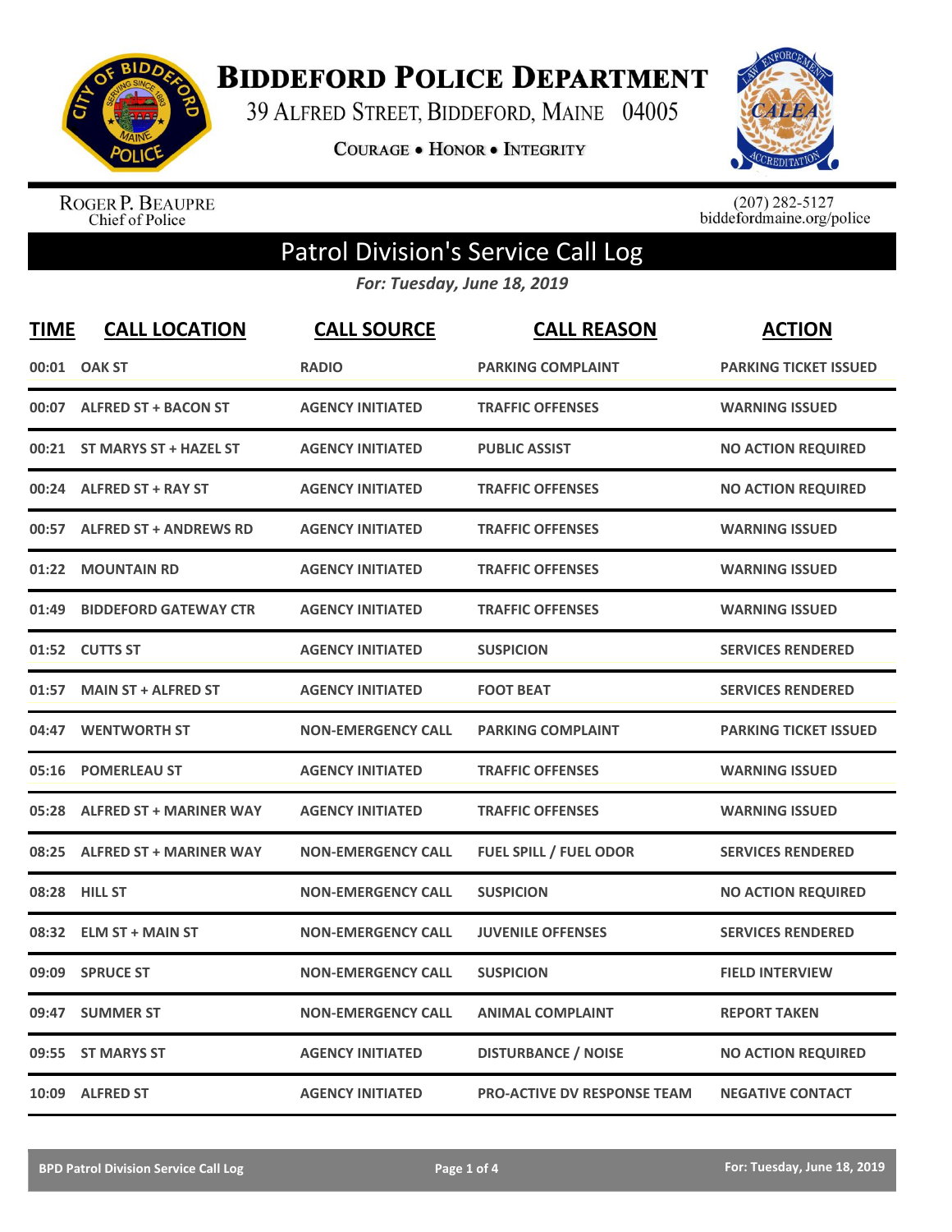# Biddeford Police Department

39 Alfred Street, Biddeford, Maine 04005

Courage • Honor • Integrity

Roger P. Beaupre
Chief of Police

(207) 282-5127
biddefordmaine.org/police

## Patrol Division's Service Call Log

*For: Tuesday, June 18, 2019*

| TIME | CALL LOCATION | CALL SOURCE | CALL REASON | ACTION |
|---|---|---|---|---|
| 00:01 | OAK ST | RADIO | PARKING COMPLAINT | PARKING TICKET ISSUED |
| 00:07 | ALFRED ST + BACON ST | AGENCY INITIATED | TRAFFIC OFFENSES | WARNING ISSUED |
| 00:21 | ST MARYS ST + HAZEL ST | AGENCY INITIATED | PUBLIC ASSIST | NO ACTION REQUIRED |
| 00:24 | ALFRED ST + RAY ST | AGENCY INITIATED | TRAFFIC OFFENSES | NO ACTION REQUIRED |
| 00:57 | ALFRED ST + ANDREWS RD | AGENCY INITIATED | TRAFFIC OFFENSES | WARNING ISSUED |
| 01:22 | MOUNTAIN RD | AGENCY INITIATED | TRAFFIC OFFENSES | WARNING ISSUED |
| 01:49 | BIDDEFORD GATEWAY CTR | AGENCY INITIATED | TRAFFIC OFFENSES | WARNING ISSUED |
| 01:52 | CUTTS ST | AGENCY INITIATED | SUSPICION | SERVICES RENDERED |
| 01:57 | MAIN ST + ALFRED ST | AGENCY INITIATED | FOOT BEAT | SERVICES RENDERED |
| 04:47 | WENTWORTH ST | NON-EMERGENCY CALL | PARKING COMPLAINT | PARKING TICKET ISSUED |
| 05:16 | POMERLEAU ST | AGENCY INITIATED | TRAFFIC OFFENSES | WARNING ISSUED |
| 05:28 | ALFRED ST + MARINER WAY | AGENCY INITIATED | TRAFFIC OFFENSES | WARNING ISSUED |
| 08:25 | ALFRED ST + MARINER WAY | NON-EMERGENCY CALL | FUEL SPILL / FUEL ODOR | SERVICES RENDERED |
| 08:28 | HILL ST | NON-EMERGENCY CALL | SUSPICION | NO ACTION REQUIRED |
| 08:32 | ELM ST + MAIN ST | NON-EMERGENCY CALL | JUVENILE OFFENSES | SERVICES RENDERED |
| 09:09 | SPRUCE ST | NON-EMERGENCY CALL | SUSPICION | FIELD INTERVIEW |
| 09:47 | SUMMER ST | NON-EMERGENCY CALL | ANIMAL COMPLAINT | REPORT TAKEN |
| 09:55 | ST MARYS ST | AGENCY INITIATED | DISTURBANCE / NOISE | NO ACTION REQUIRED |
| 10:09 | ALFRED ST | AGENCY INITIATED | PRO-ACTIVE DV RESPONSE TEAM | NEGATIVE CONTACT |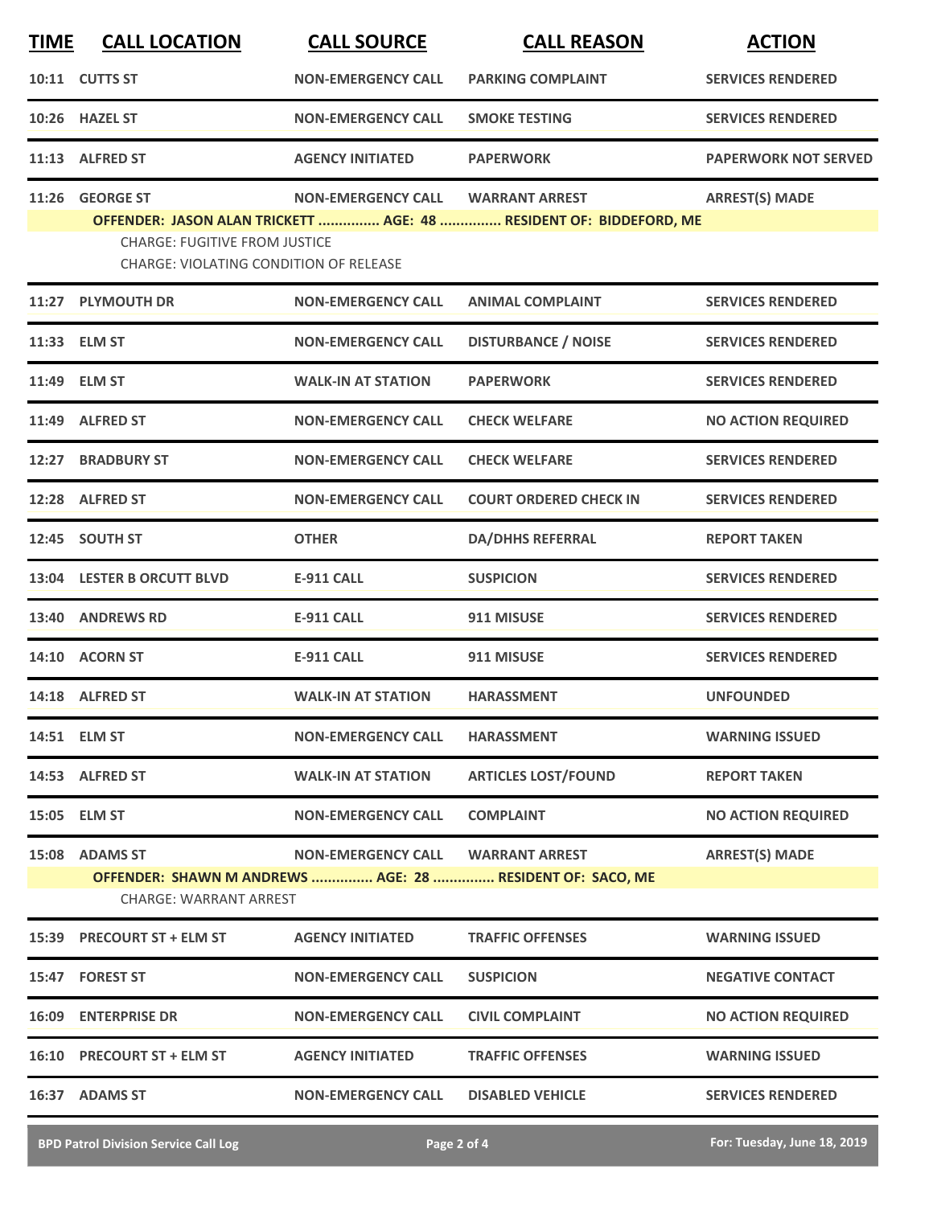| TIME | CALL LOCATION | CALL SOURCE | CALL REASON | ACTION |
|---|---|---|---|---|
| 10:11 | CUTTS ST | NON-EMERGENCY CALL | PARKING COMPLAINT | SERVICES RENDERED |
| 10:26 | HAZEL ST | NON-EMERGENCY CALL | SMOKE TESTING | SERVICES RENDERED |
| 11:13 | ALFRED ST | AGENCY INITIATED | PAPERWORK | PAPERWORK NOT SERVED |
| 11:26 | GEORGE ST | NON-EMERGENCY CALL | WARRANT ARREST | ARREST(S) MADE |
| | **OFFENDER: JASON ALAN TRICKETT ............... AGE: 48 ............... RESIDENT OF: BIDDEFORD, ME** | | | |
| | CHARGE: FUGITIVE FROM JUSTICE<br>CHARGE: VIOLATING CONDITION OF RELEASE | | | |
| 11:27 | PLYMOUTH DR | NON-EMERGENCY CALL | ANIMAL COMPLAINT | SERVICES RENDERED |
| 11:33 | ELM ST | NON-EMERGENCY CALL | DISTURBANCE / NOISE | SERVICES RENDERED |
| 11:49 | ELM ST | WALK-IN AT STATION | PAPERWORK | SERVICES RENDERED |
| 11:49 | ALFRED ST | NON-EMERGENCY CALL | CHECK WELFARE | NO ACTION REQUIRED |
| 12:27 | BRADBURY ST | NON-EMERGENCY CALL | CHECK WELFARE | SERVICES RENDERED |
| 12:28 | ALFRED ST | NON-EMERGENCY CALL | COURT ORDERED CHECK IN | SERVICES RENDERED |
| 12:45 | SOUTH ST | OTHER | DA/DHHS REFERRAL | REPORT TAKEN |
| 13:04 | LESTER B ORCUTT BLVD | E-911 CALL | SUSPICION | SERVICES RENDERED |
| 13:40 | ANDREWS RD | E-911 CALL | 911 MISUSE | SERVICES RENDERED |
| 14:10 | ACORN ST | E-911 CALL | 911 MISUSE | SERVICES RENDERED |
| 14:18 | ALFRED ST | WALK-IN AT STATION | HARASSMENT | UNFOUNDED |
| 14:51 | ELM ST | NON-EMERGENCY CALL | HARASSMENT | WARNING ISSUED |
| 14:53 | ALFRED ST | WALK-IN AT STATION | ARTICLES LOST/FOUND | REPORT TAKEN |
| 15:05 | ELM ST | NON-EMERGENCY CALL | COMPLAINT | NO ACTION REQUIRED |
| 15:08 | ADAMS ST | NON-EMERGENCY CALL | WARRANT ARREST | ARREST(S) MADE |
| | **OFFENDER: SHAWN M ANDREWS ............... AGE: 28 ............... RESIDENT OF: SACO, ME** | | | |
| | CHARGE: WARRANT ARREST | | | |
| 15:39 | PRECOURT ST + ELM ST | AGENCY INITIATED | TRAFFIC OFFENSES | WARNING ISSUED |
| 15:47 | FOREST ST | NON-EMERGENCY CALL | SUSPICION | NEGATIVE CONTACT |
| 16:09 | ENTERPRISE DR | NON-EMERGENCY CALL | CIVIL COMPLAINT | NO ACTION REQUIRED |
| 16:10 | PRECOURT ST + ELM ST | AGENCY INITIATED | TRAFFIC OFFENSES | WARNING ISSUED |
| 16:37 | ADAMS ST | NON-EMERGENCY CALL | DISABLED VEHICLE | SERVICES RENDERED |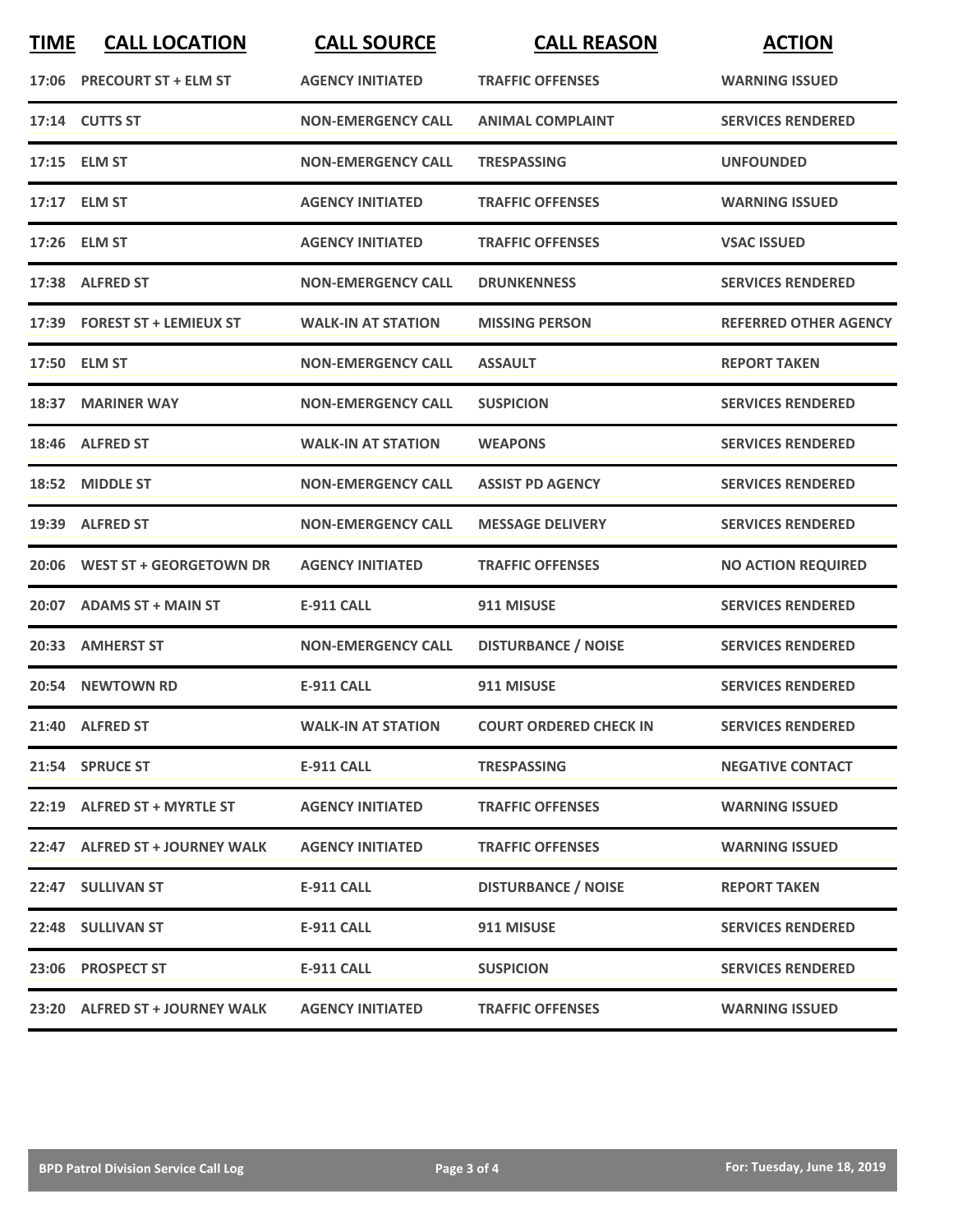| TIME | CALL LOCATION | CALL SOURCE | CALL REASON | ACTION |
|---|---|---|---|---|
| 17:06 | PRECOURT ST + ELM ST | AGENCY INITIATED | TRAFFIC OFFENSES | WARNING ISSUED |
| 17:14 | CUTTS ST | NON-EMERGENCY CALL | ANIMAL COMPLAINT | SERVICES RENDERED |
| 17:15 | ELM ST | NON-EMERGENCY CALL | TRESPASSING | UNFOUNDED |
| 17:17 | ELM ST | AGENCY INITIATED | TRAFFIC OFFENSES | WARNING ISSUED |
| 17:26 | ELM ST | AGENCY INITIATED | TRAFFIC OFFENSES | VSAC ISSUED |
| 17:38 | ALFRED ST | NON-EMERGENCY CALL | DRUNKENNESS | SERVICES RENDERED |
| 17:39 | FOREST ST + LEMIEUX ST | WALK-IN AT STATION | MISSING PERSON | REFERRED OTHER AGENCY |
| 17:50 | ELM ST | NON-EMERGENCY CALL | ASSAULT | REPORT TAKEN |
| 18:37 | MARINER WAY | NON-EMERGENCY CALL | SUSPICION | SERVICES RENDERED |
| 18:46 | ALFRED ST | WALK-IN AT STATION | WEAPONS | SERVICES RENDERED |
| 18:52 | MIDDLE ST | NON-EMERGENCY CALL | ASSIST PD AGENCY | SERVICES RENDERED |
| 19:39 | ALFRED ST | NON-EMERGENCY CALL | MESSAGE DELIVERY | SERVICES RENDERED |
| 20:06 | WEST ST + GEORGETOWN DR | AGENCY INITIATED | TRAFFIC OFFENSES | NO ACTION REQUIRED |
| 20:07 | ADAMS ST + MAIN ST | E-911 CALL | 911 MISUSE | SERVICES RENDERED |
| 20:33 | AMHERST ST | NON-EMERGENCY CALL | DISTURBANCE / NOISE | SERVICES RENDERED |
| 20:54 | NEWTOWN RD | E-911 CALL | 911 MISUSE | SERVICES RENDERED |
| 21:40 | ALFRED ST | WALK-IN AT STATION | COURT ORDERED CHECK IN | SERVICES RENDERED |
| 21:54 | SPRUCE ST | E-911 CALL | TRESPASSING | NEGATIVE CONTACT |
| 22:19 | ALFRED ST + MYRTLE ST | AGENCY INITIATED | TRAFFIC OFFENSES | WARNING ISSUED |
| 22:47 | ALFRED ST + JOURNEY WALK | AGENCY INITIATED | TRAFFIC OFFENSES | WARNING ISSUED |
| 22:47 | SULLIVAN ST | E-911 CALL | DISTURBANCE / NOISE | REPORT TAKEN |
| 22:48 | SULLIVAN ST | E-911 CALL | 911 MISUSE | SERVICES RENDERED |
| 23:06 | PROSPECT ST | E-911 CALL | SUSPICION | SERVICES RENDERED |
| 23:20 | ALFRED ST + JOURNEY WALK | AGENCY INITIATED | TRAFFIC OFFENSES | WARNING ISSUED |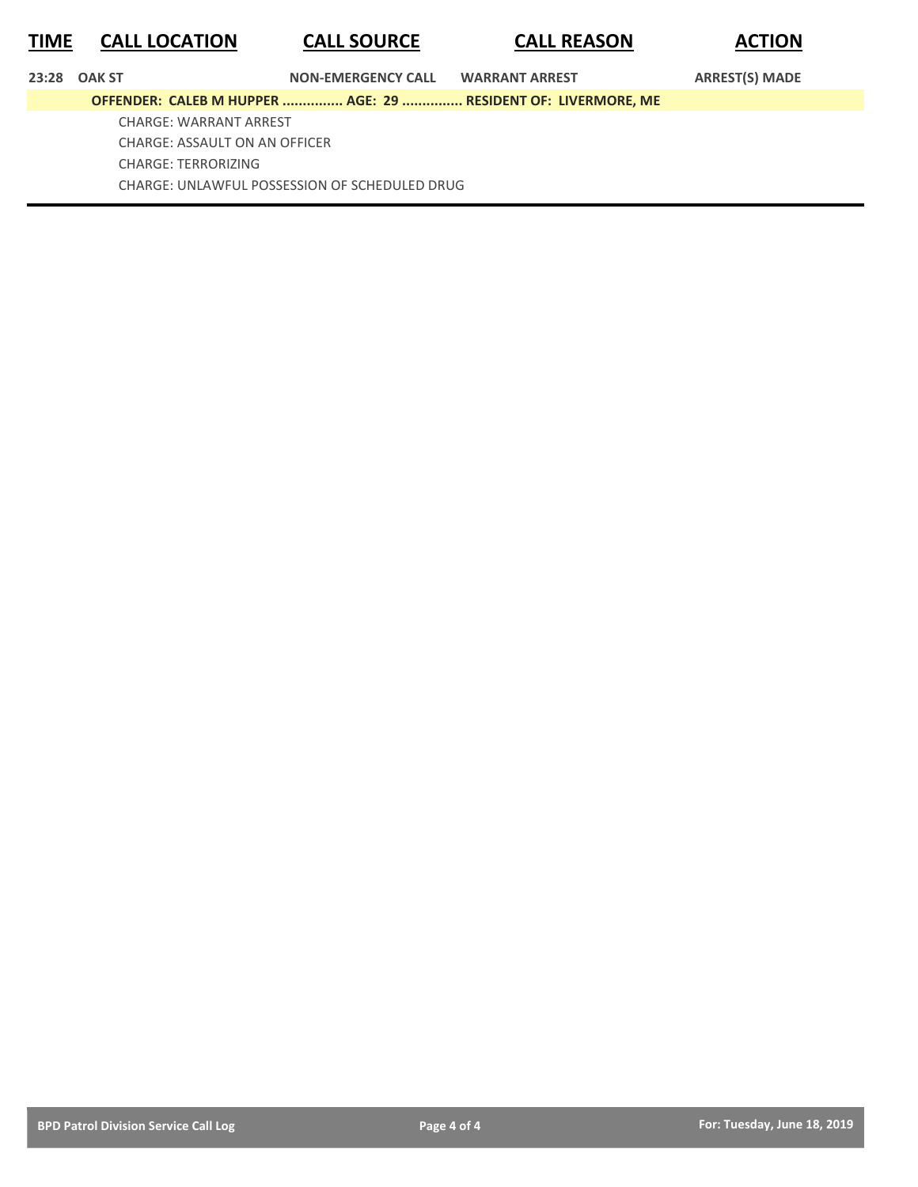| TIME | CALL LOCATION | CALL SOURCE | CALL REASON | ACTION |
| --- | --- | --- | --- | --- |
| 23:28 | OAK ST | NON-EMERGENCY CALL | WARRANT ARREST | ARREST(S) MADE |

**OFFENDER: CALEB M HUPPER ............... AGE: 29 ............... RESIDENT OF: LIVERMORE, ME**

CHARGE: WARRANT ARREST

CHARGE: ASSAULT ON AN OFFICER

CHARGE: TERRORIZING

CHARGE: UNLAWFUL POSSESSION OF SCHEDULED DRUG